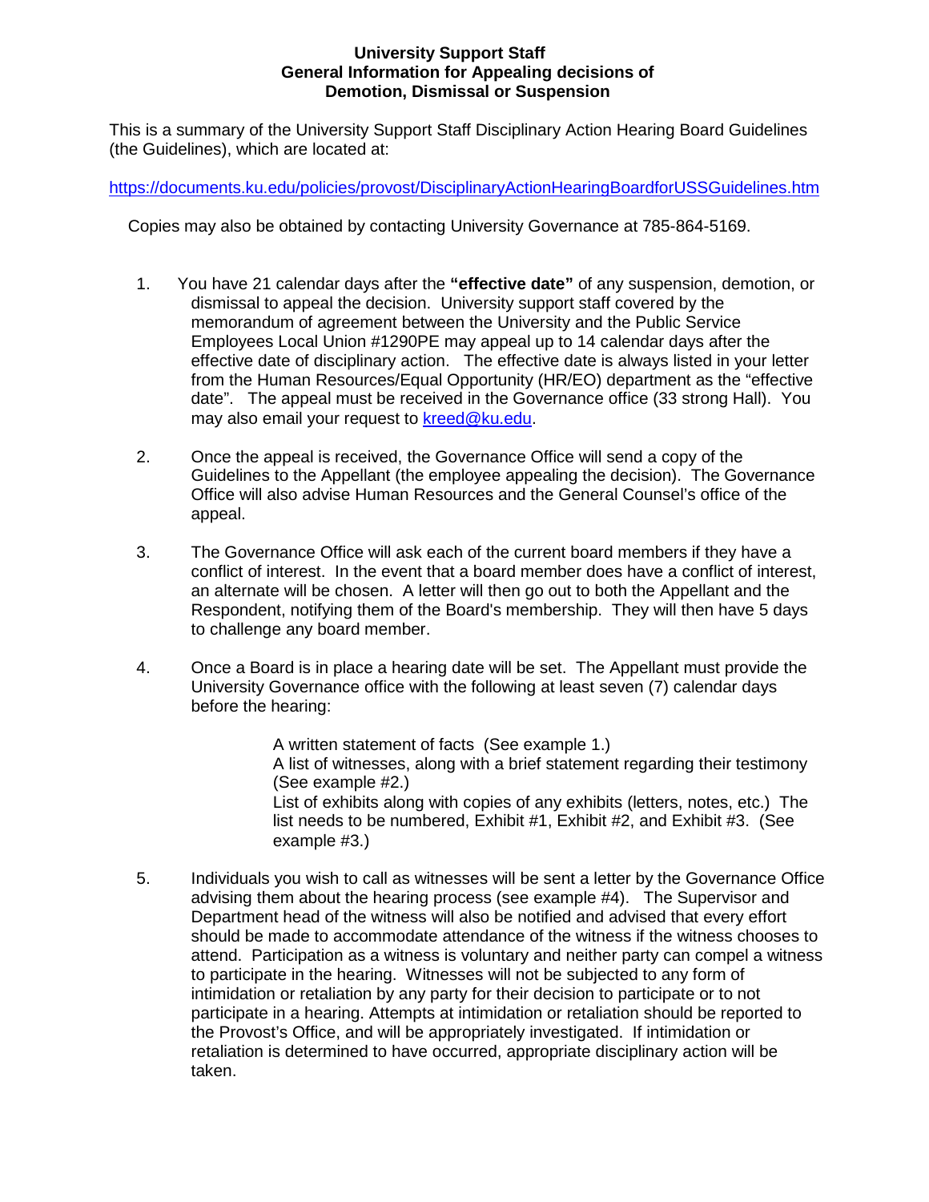# University Support Staff
## General Information for Appealing decisions of Demotion, Dismissal or Suspension

This is a summary of the University Support Staff Disciplinary Action Hearing Board Guidelines (the Guidelines), which are located at:

[https://documents.ku.edu/policies/provost/DisciplinaryActionHearingBoardforUSSGuidelines.htm](https://documents.ku.edu/policies/provost/DisciplinaryActionHearingBoardforUSSGuidelines.htm)

Copies may also be obtained by contacting University Governance at 785-864-5169.

1. You have 21 calendar days after the **"effective date"** of any suspension, demotion, or dismissal to appeal the decision. University support staff covered by the memorandum of agreement between the University and the Public Service Employees Local Union #1290PE may appeal up to 14 calendar days after the effective date of disciplinary action. The effective date is always listed in your letter from the Human Resources/Equal Opportunity (HR/EO) department as the "effective date". The appeal must be received in the Governance office (33 strong Hall). You may also email your request to [kreed@ku.edu](mailto:kreed@ku.edu).

2. Once the appeal is received, the Governance Office will send a copy of the Guidelines to the Appellant (the employee appealing the decision). The Governance Office will also advise Human Resources and the General Counsel's office of the appeal.

3. The Governance Office will ask each of the current board members if they have a conflict of interest. In the event that a board member does have a conflict of interest, an alternate will be chosen. A letter will then go out to both the Appellant and the Respondent, notifying them of the Board's membership. They will then have 5 days to challenge any board member.

4. Once a Board is in place a hearing date will be set. The Appellant must provide the University Governance office with the following at least seven (7) calendar days before the hearing:

   A written statement of facts (See example 1.)
   A list of witnesses, along with a brief statement regarding their testimony (See example #2.)
   List of exhibits along with copies of any exhibits (letters, notes, etc.) The list needs to be numbered, Exhibit #1, Exhibit #2, and Exhibit #3. (See example #3.)

5. Individuals you wish to call as witnesses will be sent a letter by the Governance Office advising them about the hearing process (see example #4). The Supervisor and Department head of the witness will also be notified and advised that every effort should be made to accommodate attendance of the witness if the witness chooses to attend. Participation as a witness is voluntary and neither party can compel a witness to participate in the hearing. Witnesses will not be subjected to any form of intimidation or retaliation by any party for their decision to participate or to not participate in a hearing. Attempts at intimidation or retaliation should be reported to the Provost's Office, and will be appropriately investigated. If intimidation or retaliation is determined to have occurred, appropriate disciplinary action will be taken.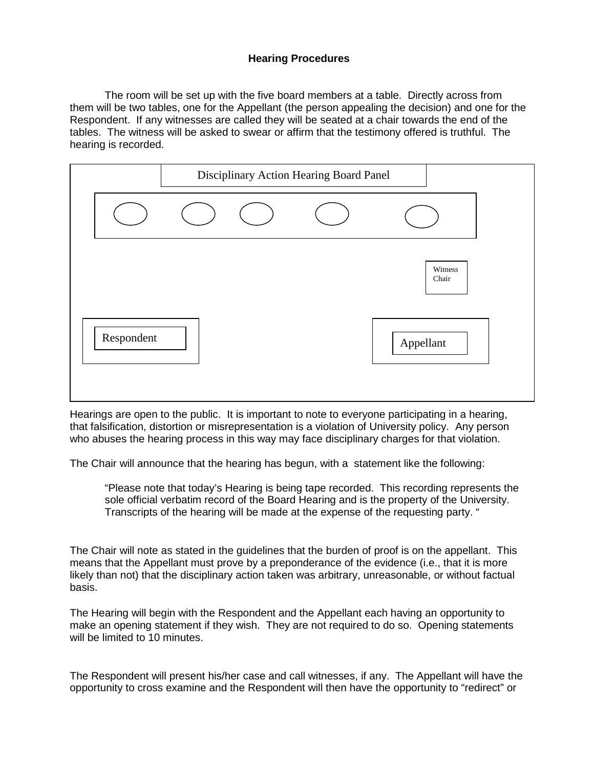# Hearing Procedures

The room will be set up with the five board members at a table. Directly across from them will be two tables, one for the Appellant (the person appealing the decision) and one for the Respondent. If any witnesses are called they will be seated at a chair towards the end of the tables. The witness will be asked to swear or affirm that the testimony offered is truthful. The hearing is recorded.

Disciplinary Action Hearing Board Panel

Witness Chair

Respondent

Appellant

Hearings are open to the public. It is important to note to everyone participating in a hearing, that falsification, distortion or misrepresentation is a violation of University policy. Any person who abuses the hearing process in this way may face disciplinary charges for that violation.

The Chair will announce that the hearing has begun, with a statement like the following:

> "Please note that today's Hearing is being tape recorded. This recording represents the sole official verbatim record of the Board Hearing and is the property of the University. Transcripts of the hearing will be made at the expense of the requesting party. "

The Chair will note as stated in the guidelines that the burden of proof is on the appellant. This means that the Appellant must prove by a preponderance of the evidence (i.e., that it is more likely than not) that the disciplinary action taken was arbitrary, unreasonable, or without factual basis.

The Hearing will begin with the Respondent and the Appellant each having an opportunity to make an opening statement if they wish. They are not required to do so. Opening statements will be limited to 10 minutes.

The Respondent will present his/her case and call witnesses, if any. The Appellant will have the opportunity to cross examine and the Respondent will then have the opportunity to "redirect" or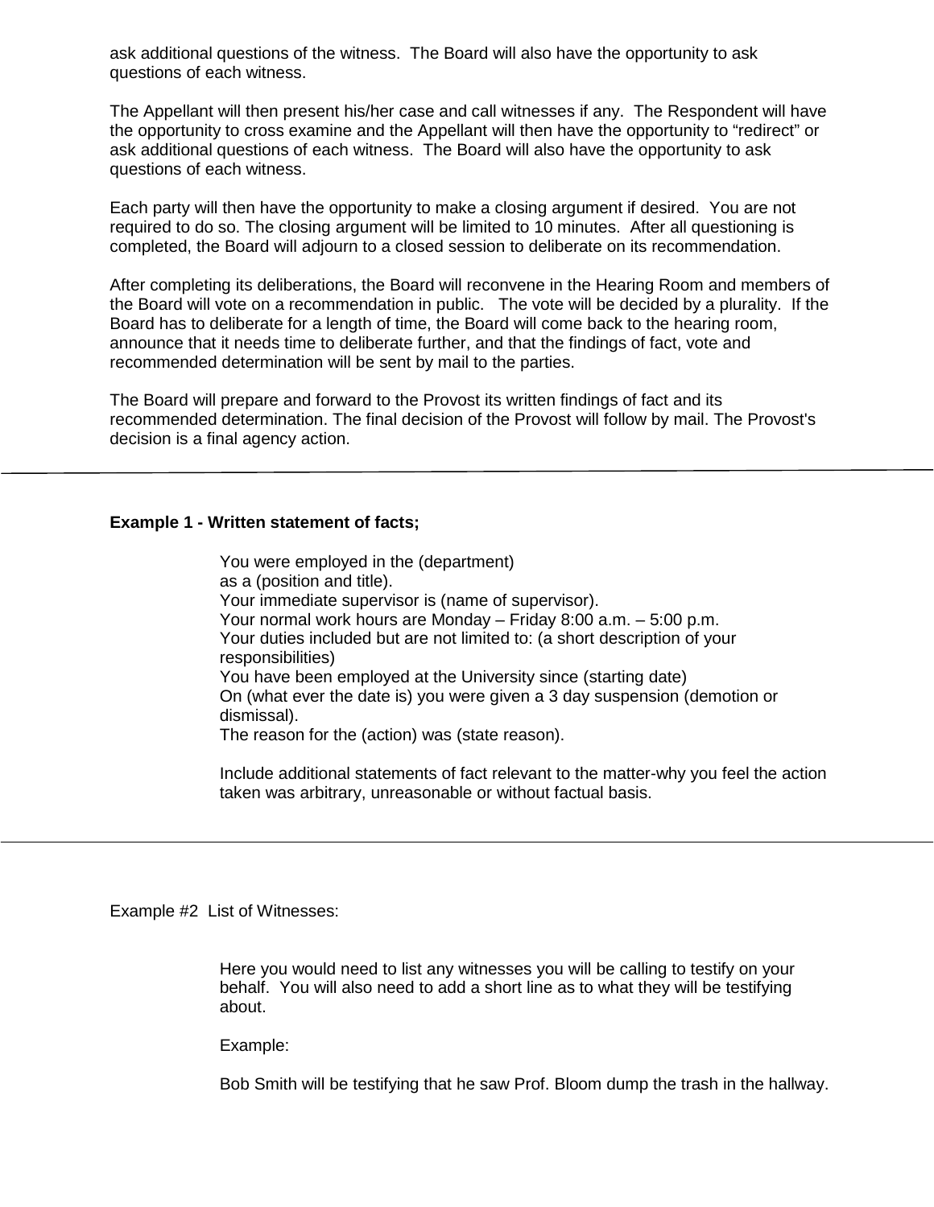ask additional questions of the witness. The Board will also have the opportunity to ask questions of each witness.

The Appellant will then present his/her case and call witnesses if any. The Respondent will have the opportunity to cross examine and the Appellant will then have the opportunity to "redirect" or ask additional questions of each witness. The Board will also have the opportunity to ask questions of each witness.

Each party will then have the opportunity to make a closing argument if desired. You are not required to do so. The closing argument will be limited to 10 minutes. After all questioning is completed, the Board will adjourn to a closed session to deliberate on its recommendation.

After completing its deliberations, the Board will reconvene in the Hearing Room and members of the Board will vote on a recommendation in public. The vote will be decided by a plurality. If the Board has to deliberate for a length of time, the Board will come back to the hearing room, announce that it needs time to deliberate further, and that the findings of fact, vote and recommended determination will be sent by mail to the parties.

The Board will prepare and forward to the Provost its written findings of fact and its recommended determination. The final decision of the Provost will follow by mail. The Provost's decision is a final agency action.

---

**Example 1 - Written statement of facts;**

You were employed in the (department)
as a (position and title).
Your immediate supervisor is (name of supervisor).
Your normal work hours are Monday – Friday 8:00 a.m. – 5:00 p.m.
Your duties included but are not limited to: (a short description of your responsibilities)
You have been employed at the University since (starting date)
On (what ever the date is) you were given a 3 day suspension (demotion or dismissal).
The reason for the (action) was (state reason).

Include additional statements of fact relevant to the matter-why you feel the action taken was arbitrary, unreasonable or without factual basis.

---

Example #2 List of Witnesses:

Here you would need to list any witnesses you will be calling to testify on your behalf. You will also need to add a short line as to what they will be testifying about.

Example:

Bob Smith will be testifying that he saw Prof. Bloom dump the trash in the hallway.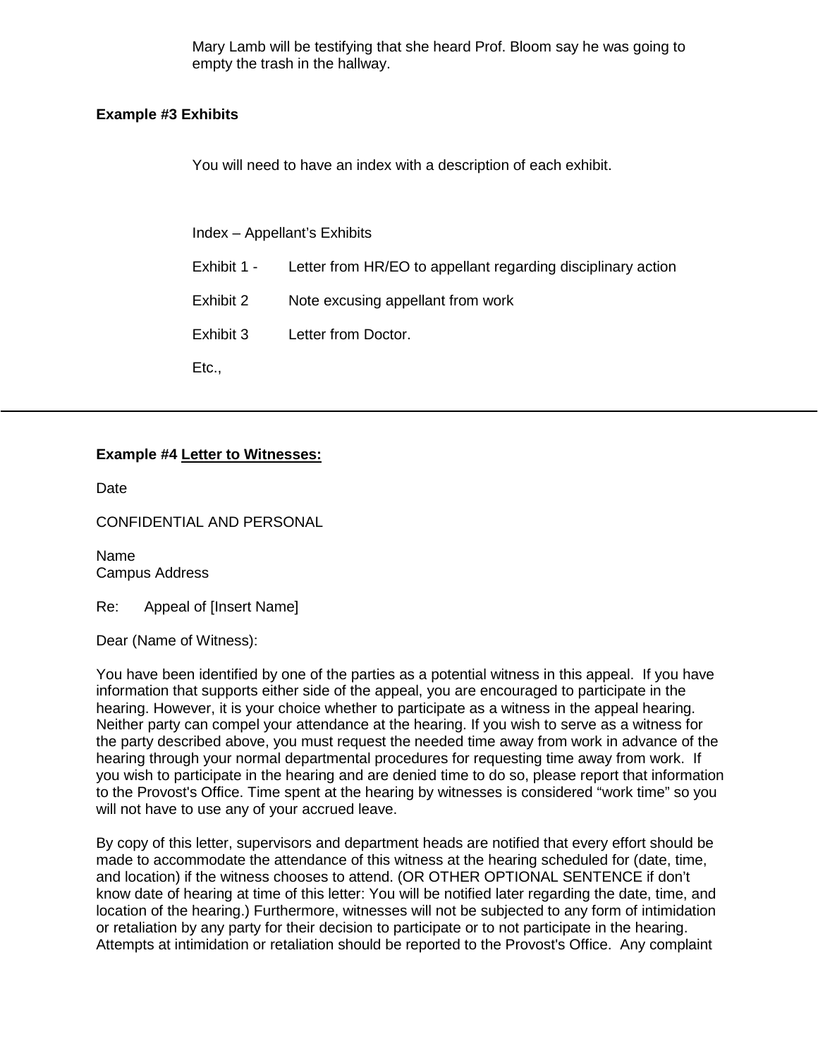Mary Lamb will be testifying that she heard Prof. Bloom say he was going to empty the trash in the hallway.

**Example #3 Exhibits**

You will need to have an index with a description of each exhibit.

Index – Appellant's Exhibits

Exhibit 1 - Letter from HR/EO to appellant regarding disciplinary action

Exhibit 2 Note excusing appellant from work

Exhibit 3 Letter from Doctor.

Etc.,

---

**Example #4 <u>Letter to Witnesses:</u>**

Date

CONFIDENTIAL AND PERSONAL

Name
Campus Address

Re: Appeal of [Insert Name]

Dear (Name of Witness):

You have been identified by one of the parties as a potential witness in this appeal. If you have information that supports either side of the appeal, you are encouraged to participate in the hearing. However, it is your choice whether to participate as a witness in the appeal hearing. Neither party can compel your attendance at the hearing. If you wish to serve as a witness for the party described above, you must request the needed time away from work in advance of the hearing through your normal departmental procedures for requesting time away from work. If you wish to participate in the hearing and are denied time to do so, please report that information to the Provost's Office. Time spent at the hearing by witnesses is considered "work time" so you will not have to use any of your accrued leave.

By copy of this letter, supervisors and department heads are notified that every effort should be made to accommodate the attendance of this witness at the hearing scheduled for (date, time, and location) if the witness chooses to attend. (OR OTHER OPTIONAL SENTENCE if don't know date of hearing at time of this letter: You will be notified later regarding the date, time, and location of the hearing.) Furthermore, witnesses will not be subjected to any form of intimidation or retaliation by any party for their decision to participate or to not participate in the hearing. Attempts at intimidation or retaliation should be reported to the Provost's Office. Any complaint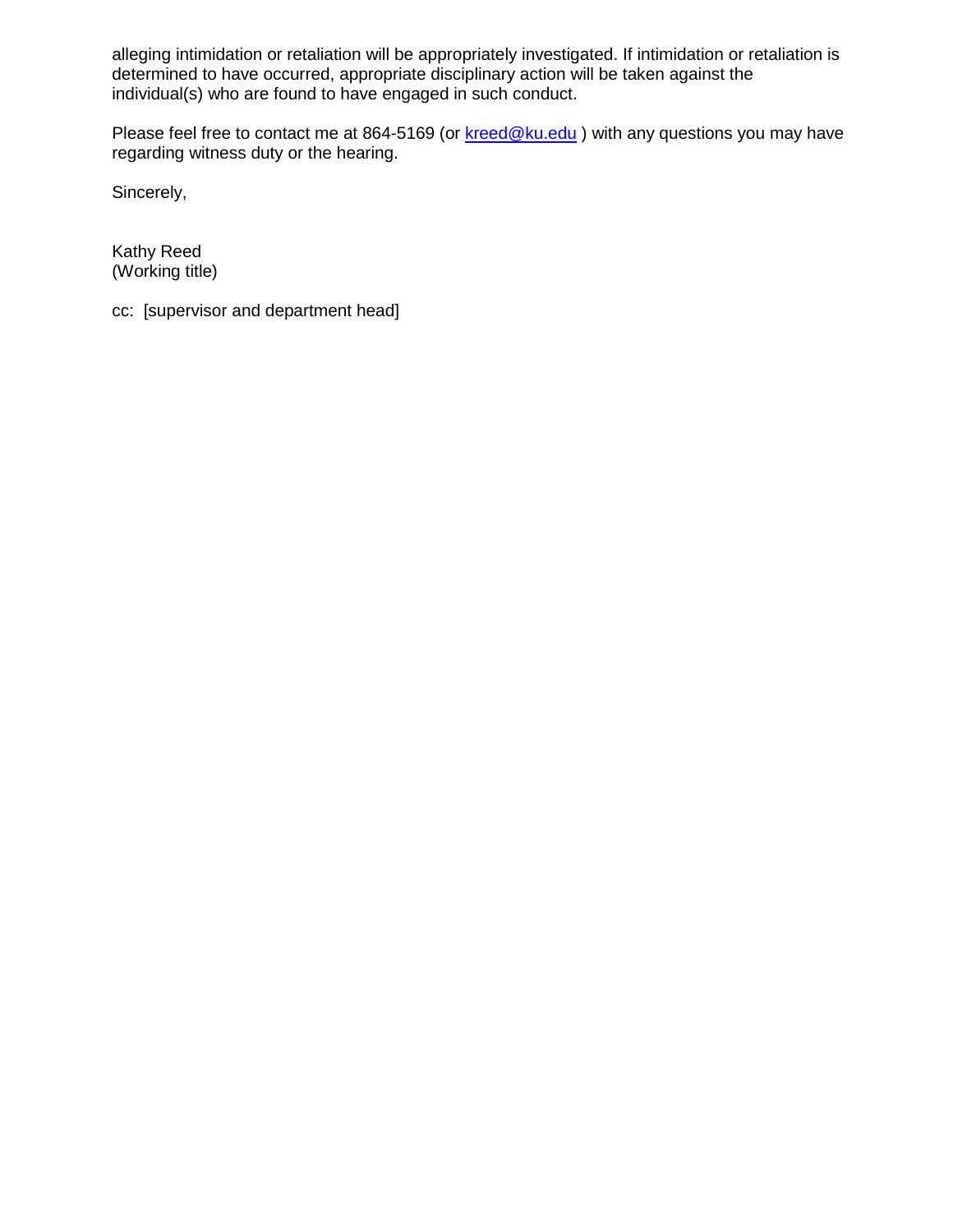alleging intimidation or retaliation will be appropriately investigated. If intimidation or retaliation is determined to have occurred, appropriate disciplinary action will be taken against the individual(s) who are found to have engaged in such conduct.

Please feel free to contact me at 864-5169 (or [kreed@ku.edu](mailto:kreed@ku.edu) ) with any questions you may have regarding witness duty or the hearing.

Sincerely,

Kathy Reed
(Working title)

cc: [supervisor and department head]